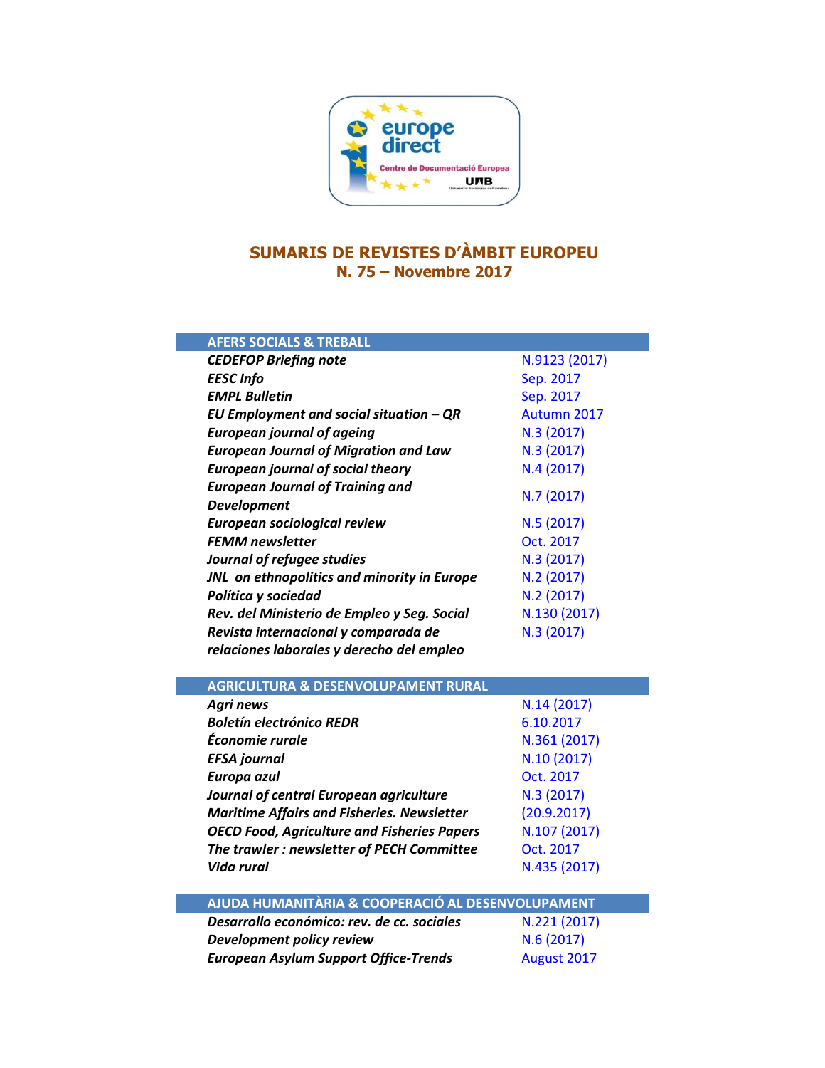# SUMARIS DE REVISTES D'ÀMBIT EUROPEU

## N. 75 – Novembre 2017

| AFERS SOCIALS & TREBALL | |
|---|---|
| ***CEDEFOP Briefing note*** | N.9123 (2017) |
| ***EESC Info*** | Sep. 2017 |
| ***EMPL Bulletin*** | Sep. 2017 |
| ***EU Employment and social situation – QR*** | Autumn 2017 |
| ***European journal of ageing*** | N.3 (2017) |
| ***European Journal of Migration and Law*** | N.3 (2017) |
| ***European journal of social theory*** | N.4 (2017) |
| ***European Journal of Training and Development*** | N.7 (2017) |
| ***European sociological review*** | N.5 (2017) |
| ***FEMM newsletter*** | Oct. 2017 |
| ***Journal of refugee studies*** | N.3 (2017) |
| ***JNL on ethnopolitics and minority in Europe*** | N.2 (2017) |
| ***Política y sociedad*** | N.2 (2017) |
| ***Rev. del Ministerio de Empleo y Seg. Social*** | N.130 (2017) |
| ***Revista internacional y comparada de relaciones laborales y derecho del empleo*** | N.3 (2017) |

| AGRICULTURA & DESENVOLUPAMENT RURAL | |
|---|---|
| ***Agri news*** | N.14 (2017) |
| ***Boletín electrónico REDR*** | 6.10.2017 |
| ***Économie rurale*** | N.361 (2017) |
| ***EFSA journal*** | N.10 (2017) |
| ***Europa azul*** | Oct. 2017 |
| ***Journal of central European agriculture*** | N.3 (2017) |
| ***Maritime Affairs and Fisheries. Newsletter*** | (20.9.2017) |
| ***OECD Food, Agriculture and Fisheries Papers*** | N.107 (2017) |
| ***The trawler : newsletter of PECH Committee*** | Oct. 2017 |
| ***Vida rural*** | N.435 (2017) |

| AJUDA HUMANITÀRIA & COOPERACIÓ AL DESENVOLUPAMENT | |
|---|---|
| ***Desarrollo económico: rev. de cc. sociales*** | N.221 (2017) |
| ***Development policy review*** | N.6 (2017) |
| ***European Asylum Support Office-Trends*** | August 2017 |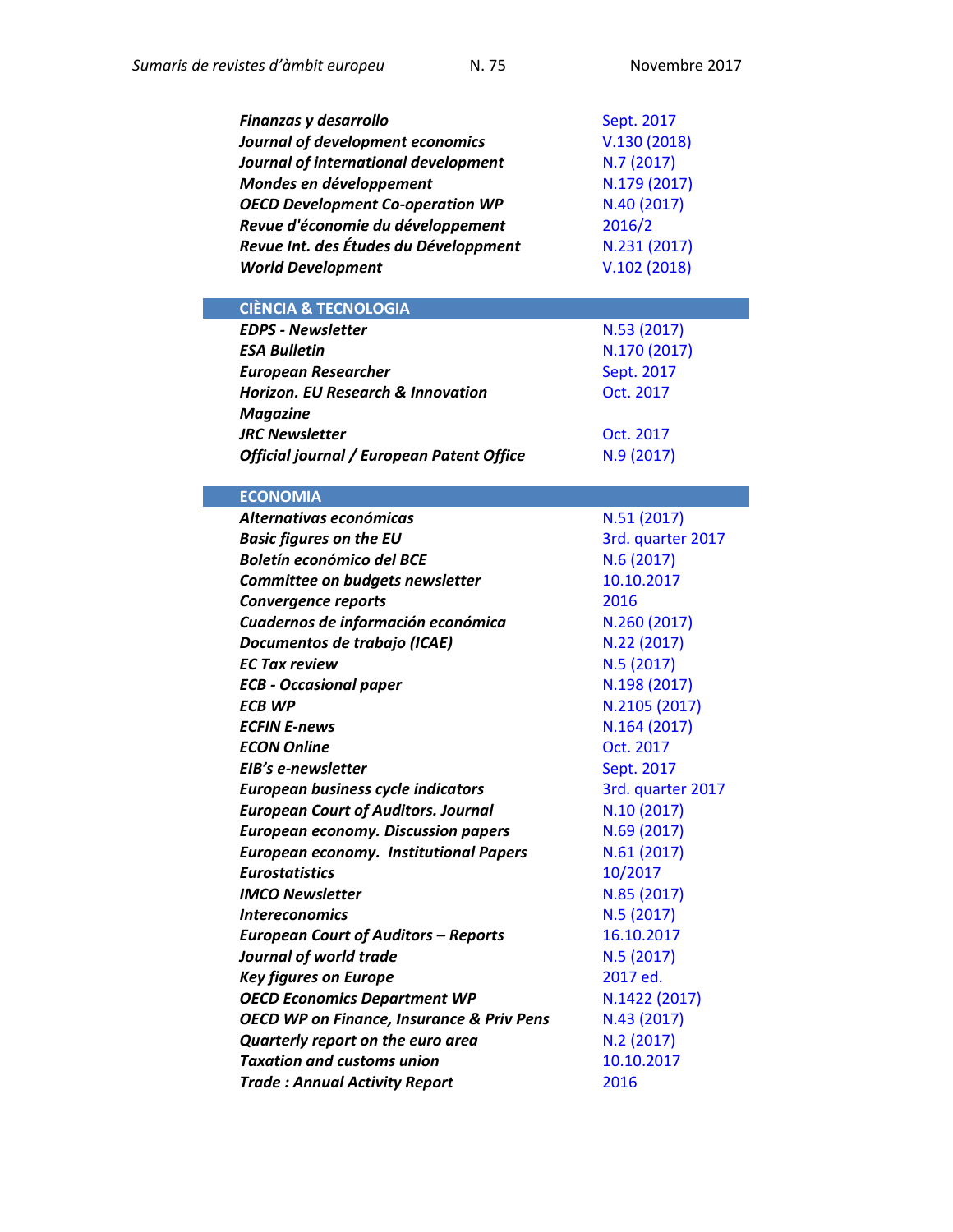| | |
|---|---|
| ***Finanzas y desarrollo*** | Sept. 2017 |
| ***Journal of development economics*** | V.130 (2018) |
| ***Journal of international development*** | N.7 (2017) |
| ***Mondes en développement*** | N.179 (2017) |
| ***OECD Development Co-operation WP*** | N.40 (2017) |
| ***Revue d'économie du développement*** | 2016/2 |
| ***Revue Int. des Études du Développment*** | N.231 (2017) |
| ***World Development*** | V.102 (2018) |

## CIÈNCIA & TECNOLOGIA

| | |
|---|---|
| ***EDPS - Newsletter*** | N.53 (2017) |
| ***ESA Bulletin*** | N.170 (2017) |
| ***European Researcher*** | Sept. 2017 |
| ***Horizon. EU Research & Innovation Magazine*** | Oct. 2017 |
| ***JRC Newsletter*** | Oct. 2017 |
| ***Official journal / European Patent Office*** | N.9 (2017) |

## ECONOMIA

| | |
|---|---|
| ***Alternativas económicas*** | N.51 (2017) |
| ***Basic figures on the EU*** | 3rd. quarter 2017 |
| ***Boletín económico del BCE*** | N.6 (2017) |
| ***Committee on budgets newsletter*** | 10.10.2017 |
| ***Convergence reports*** | 2016 |
| ***Cuadernos de información económica*** | N.260 (2017) |
| ***Documentos de trabajo (ICAE)*** | N.22 (2017) |
| ***EC Tax review*** | N.5 (2017) |
| ***ECB - Occasional paper*** | N.198 (2017) |
| ***ECB WP*** | N.2105 (2017) |
| ***ECFIN E-news*** | N.164 (2017) |
| ***ECON Online*** | Oct. 2017 |
| ***EIB's e-newsletter*** | Sept. 2017 |
| ***European business cycle indicators*** | 3rd. quarter 2017 |
| ***European Court of Auditors. Journal*** | N.10 (2017) |
| ***European economy. Discussion papers*** | N.69 (2017) |
| ***European economy. Institutional Papers*** | N.61 (2017) |
| ***Eurostatistics*** | 10/2017 |
| ***IMCO Newsletter*** | N.85 (2017) |
| ***Intereconomics*** | N.5 (2017) |
| ***European Court of Auditors – Reports*** | 16.10.2017 |
| ***Journal of world trade*** | N.5 (2017) |
| ***Key figures on Europe*** | 2017 ed. |
| ***OECD Economics Department WP*** | N.1422 (2017) |
| ***OECD WP on Finance, Insurance & Priv Pens*** | N.43 (2017) |
| ***Quarterly report on the euro area*** | N.2 (2017) |
| ***Taxation and customs union*** | 10.10.2017 |
| ***Trade : Annual Activity Report*** | 2016 |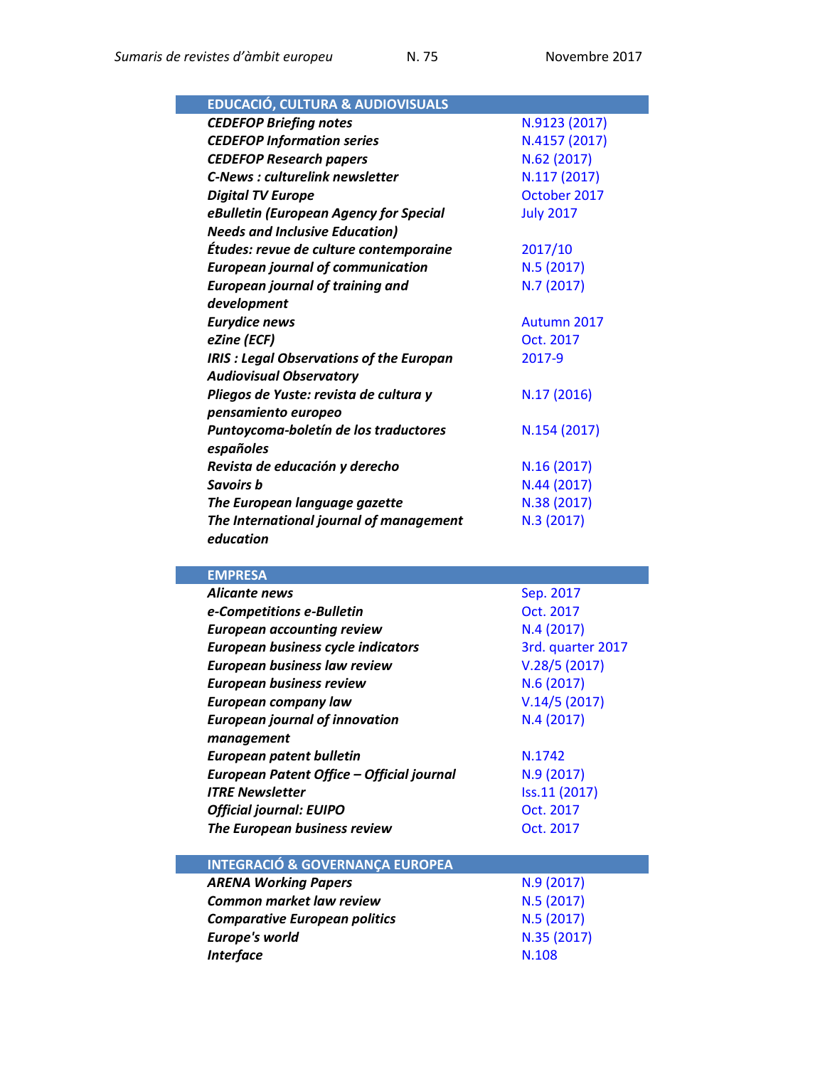| EDUCACIÓ, CULTURA & AUDIOVISUALS | |
|---|---|
| ***CEDEFOP Briefing notes*** | N.9123 (2017) |
| ***CEDEFOP Information series*** | N.4157 (2017) |
| ***CEDEFOP Research papers*** | N.62 (2017) |
| ***C-News : culturelink newsletter*** | N.117 (2017) |
| ***Digital TV Europe*** | October 2017 |
| ***eBulletin (European Agency for Special Needs and Inclusive Education)*** | July 2017 |
| ***Études: revue de culture contemporaine*** | 2017/10 |
| ***European journal of communication*** | N.5 (2017) |
| ***European journal of training and development*** | N.7 (2017) |
| ***Eurydice news*** | Autumn 2017 |
| ***eZine (ECF)*** | Oct. 2017 |
| ***IRIS : Legal Observations of the Europan Audiovisual Observatory*** | 2017-9 |
| ***Pliegos de Yuste: revista de cultura y pensamiento europeo*** | N.17 (2016) |
| ***Puntoycoma-boletín de los traductores españoles*** | N.154 (2017) |
| ***Revista de educación y derecho*** | N.16 (2017) |
| ***Savoirs b*** | N.44 (2017) |
| ***The European language gazette*** | N.38 (2017) |
| ***The International journal of management education*** | N.3 (2017) |

| EMPRESA | |
|---|---|
| ***Alicante news*** | Sep. 2017 |
| ***e-Competitions e-Bulletin*** | Oct. 2017 |
| ***European accounting review*** | N.4 (2017) |
| ***European business cycle indicators*** | 3rd. quarter 2017 |
| ***European business law review*** | V.28/5 (2017) |
| ***European business review*** | N.6 (2017) |
| ***European company law*** | V.14/5 (2017) |
| ***European journal of innovation management*** | N.4 (2017) |
| ***European patent bulletin*** | N.1742 |
| ***European Patent Office – Official journal*** | N.9 (2017) |
| ***ITRE Newsletter*** | Iss.11 (2017) |
| ***Official journal: EUIPO*** | Oct. 2017 |
| ***The European business review*** | Oct. 2017 |

| INTEGRACIÓ & GOVERNANÇA EUROPEA | |
|---|---|
| ***ARENA Working Papers*** | N.9 (2017) |
| ***Common market law review*** | N.5 (2017) |
| ***Comparative European politics*** | N.5 (2017) |
| ***Europe's world*** | N.35 (2017) |
| ***Interface*** | N.108 |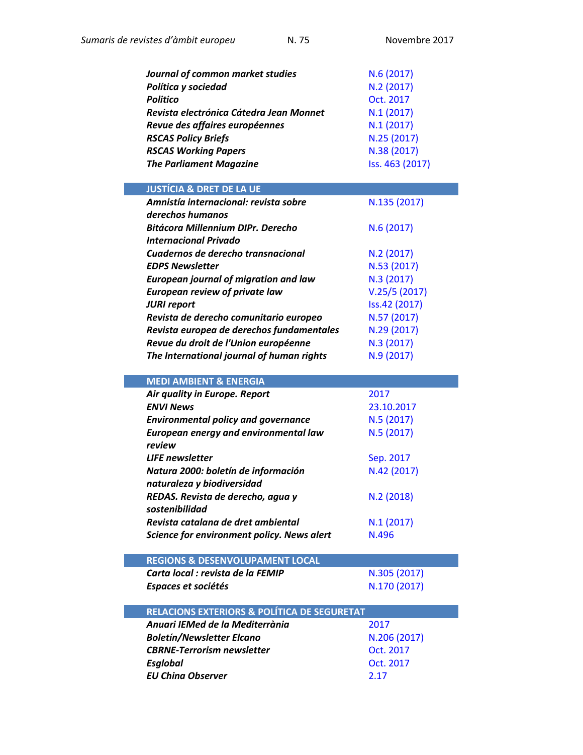| | |
|---|---|
| ***Journal of common market studies*** | N.6 (2017) |
| ***Política y sociedad*** | N.2 (2017) |
| ***Politico*** | Oct. 2017 |
| ***Revista electrónica Cátedra Jean Monnet*** | N.1 (2017) |
| ***Revue des affaires européennes*** | N.1 (2017) |
| ***RSCAS Policy Briefs*** | N.25 (2017) |
| ***RSCAS Working Papers*** | N.38 (2017) |
| ***The Parliament Magazine*** | Iss. 463 (2017) |

## JUSTÍCIA & DRET DE LA UE

| | |
|---|---|
| ***Amnistía internacional: revista sobre derechos humanos*** | N.135 (2017) |
| ***Bitácora Millennium DIPr. Derecho Internacional Privado*** | N.6 (2017) |
| ***Cuadernos de derecho transnacional*** | N.2 (2017) |
| ***EDPS Newsletter*** | N.53 (2017) |
| ***European journal of migration and law*** | N.3 (2017) |
| ***European review of private law*** | V.25/5 (2017) |
| ***JURI report*** | Iss.42 (2017) |
| ***Revista de derecho comunitario europeo*** | N.57 (2017) |
| ***Revista europea de derechos fundamentales*** | N.29 (2017) |
| ***Revue du droit de l'Union européenne*** | N.3 (2017) |
| ***The International journal of human rights*** | N.9 (2017) |

## MEDI AMBIENT & ENERGIA

| | |
|---|---|
| ***Air quality in Europe. Report*** | 2017 |
| ***ENVI News*** | 23.10.2017 |
| ***Environmental policy and governance*** | N.5 (2017) |
| ***European energy and environmental law review*** | N.5 (2017) |
| ***LIFE newsletter*** | Sep. 2017 |
| ***Natura 2000: boletín de información naturaleza y biodiversidad*** | N.42 (2017) |
| ***REDAS. Revista de derecho, agua y sostenibilidad*** | N.2 (2018) |
| ***Revista catalana de dret ambiental*** | N.1 (2017) |
| ***Science for environment policy. News alert*** | N.496 |

## REGIONS & DESENVOLUPAMENT LOCAL

| | |
|---|---|
| ***Carta local : revista de la FEMIP*** | N.305 (2017) |
| ***Espaces et sociétés*** | N.170 (2017) |

## RELACIONS EXTERIORS & POLÍTICA DE SEGURETAT

| | |
|---|---|
| ***Anuari IEMed de la Mediterrània*** | 2017 |
| ***Boletín/Newsletter Elcano*** | N.206 (2017) |
| ***CBRNE-Terrorism newsletter*** | Oct. 2017 |
| ***Esglobal*** | Oct. 2017 |
| ***EU China Observer*** | 2.17 |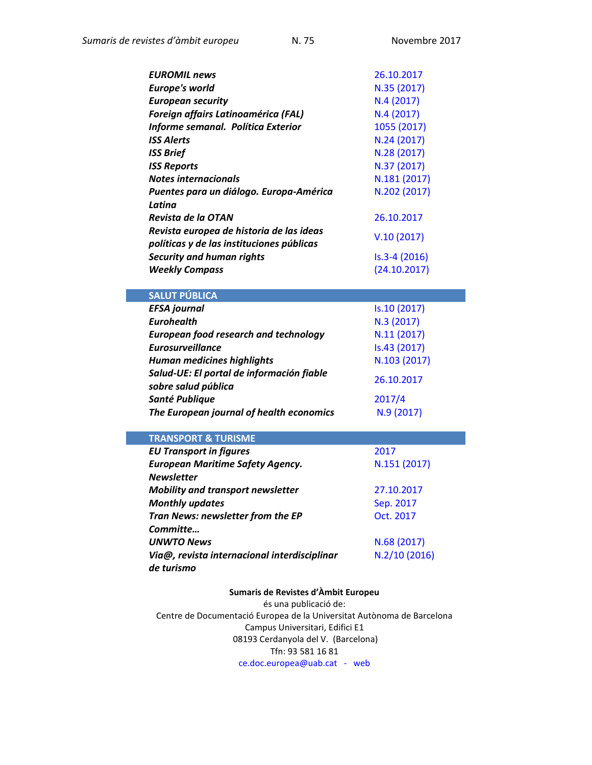| | |
|---|---|
| ***EUROMIL news*** | 26.10.2017 |
| ***Europe's world*** | N.35 (2017) |
| ***European security*** | N.4 (2017) |
| ***Foreign affairs Latinoamérica (FAL)*** | N.4 (2017) |
| ***Informe semanal. Política Exterior*** | 1055 (2017) |
| ***ISS Alerts*** | N.24 (2017) |
| ***ISS Brief*** | N.28 (2017) |
| ***ISS Reports*** | N.37 (2017) |
| ***Notes internacionals*** | N.181 (2017) |
| ***Puentes para un diálogo. Europa-América Latina*** | N.202 (2017) |
| ***Revista de la OTAN*** | 26.10.2017 |
| ***Revista europea de historia de las ideas políticas y de las instituciones públicas*** | V.10 (2017) |
| ***Security and human rights*** | Is.3-4 (2016) |
| ***Weekly Compass*** | (24.10.2017) |

## SALUT PÚBLICA

| | |
|---|---|
| ***EFSA journal*** | Is.10 (2017) |
| ***Eurohealth*** | N.3 (2017) |
| ***European food research and technology*** | N.11 (2017) |
| ***Eurosurveillance*** | Is.43 (2017) |
| ***Human medicines highlights*** | N.103 (2017) |
| ***Salud-UE: El portal de información fiable sobre salud pública*** | 26.10.2017 |
| ***Santé Publique*** | 2017/4 |
| ***The European journal of health economics*** | N.9 (2017) |

## TRANSPORT & TURISME

| | |
|---|---|
| ***EU Transport in figures*** | 2017 |
| ***European Maritime Safety Agency. Newsletter*** | N.151 (2017) |
| ***Mobility and transport newsletter*** | 27.10.2017 |
| ***Monthly updates*** | Sep. 2017 |
| ***Tran News: newsletter from the EP Committe…*** | Oct. 2017 |
| ***UNWTO News*** | N.68 (2017) |
| ***Via@, revista internacional interdisciplinar de turismo*** | N.2/10 (2016) |

**Sumaris de Revistes d'Àmbit Europeu**
és una publicació de:
Centre de Documentació Europea de la Universitat Autònoma de Barcelona
Campus Universitari, Edifici E1
08193 Cerdanyola del V. (Barcelona)
Tfn: 93 581 16 81
ce.doc.europea@uab.cat - web